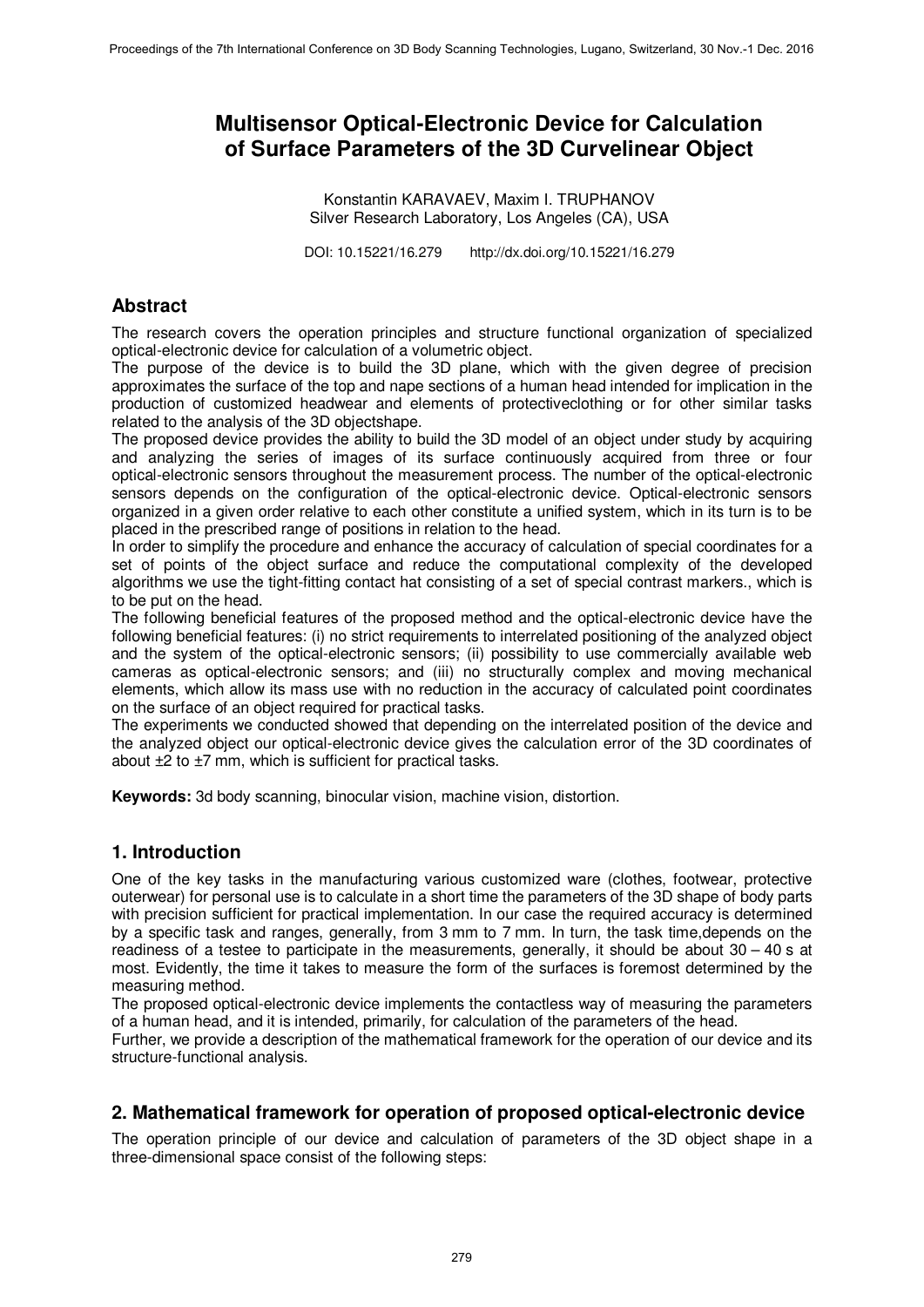# Multisensor Optical-Electronic Device for Calculation of Surface Parameters of the 3D Curvelinear Object

Konstantin KARAVAEV, Maxim I. TRUPHANOV
Silver Research Laboratory, Los Angeles (CA), USA

DOI: 10.15221/16.279 http://dx.doi.org/10.15221/16.279

## Abstract

The research covers the operation principles and structure functional organization of specialized optical-electronic device for calculation of a volumetric object.

The purpose of the device is to build the 3D plane, which with the given degree of precision approximates the surface of the top and nape sections of a human head intended for implication in the production of customized headwear and elements of protectiveclothing or for other similar tasks related to the analysis of the 3D objectshape.

The proposed device provides the ability to build the 3D model of an object under study by acquiring and analyzing the series of images of its surface continuously acquired from three or four optical-electronic sensors throughout the measurement process. The number of the optical-electronic sensors depends on the configuration of the optical-electronic device. Optical-electronic sensors organized in a given order relative to each other constitute a unified system, which in its turn is to be placed in the prescribed range of positions in relation to the head.

In order to simplify the procedure and enhance the accuracy of calculation of special coordinates for a set of points of the object surface and reduce the computational complexity of the developed algorithms we use the tight-fitting contact hat consisting of a set of special contrast markers., which is to be put on the head.

The following beneficial features of the proposed method and the optical-electronic device have the following beneficial features: (i) no strict requirements to interrelated positioning of the analyzed object and the system of the optical-electronic sensors; (ii) possibility to use commercially available web cameras as optical-electronic sensors; and (iii) no structurally complex and moving mechanical elements, which allow its mass use with no reduction in the accuracy of calculated point coordinates on the surface of an object required for practical tasks.

The experiments we conducted showed that depending on the interrelated position of the device and the analyzed object our optical-electronic device gives the calculation error of the 3D coordinates of about ±2 to ±7 mm, which is sufficient for practical tasks.

**Keywords:** 3d body scanning, binocular vision, machine vision, distortion.

## 1. Introduction

One of the key tasks in the manufacturing various customized ware (clothes, footwear, protective outerwear) for personal use is to calculate in a short time the parameters of the 3D shape of body parts with precision sufficient for practical implementation. In our case the required accuracy is determined by a specific task and ranges, generally, from 3 mm to 7 mm. In turn, the task time,depends on the readiness of a testee to participate in the measurements, generally, it should be about 30 – 40 s at most. Evidently, the time it takes to measure the form of the surfaces is foremost determined by the measuring method.

The proposed optical-electronic device implements the contactless way of measuring the parameters of a human head, and it is intended, primarily, for calculation of the parameters of the head.

Further, we provide a description of the mathematical framework for the operation of our device and its structure-functional analysis.

## 2. Mathematical framework for operation of proposed optical-electronic device

The operation principle of our device and calculation of parameters of the 3D object shape in a three-dimensional space consist of the following steps: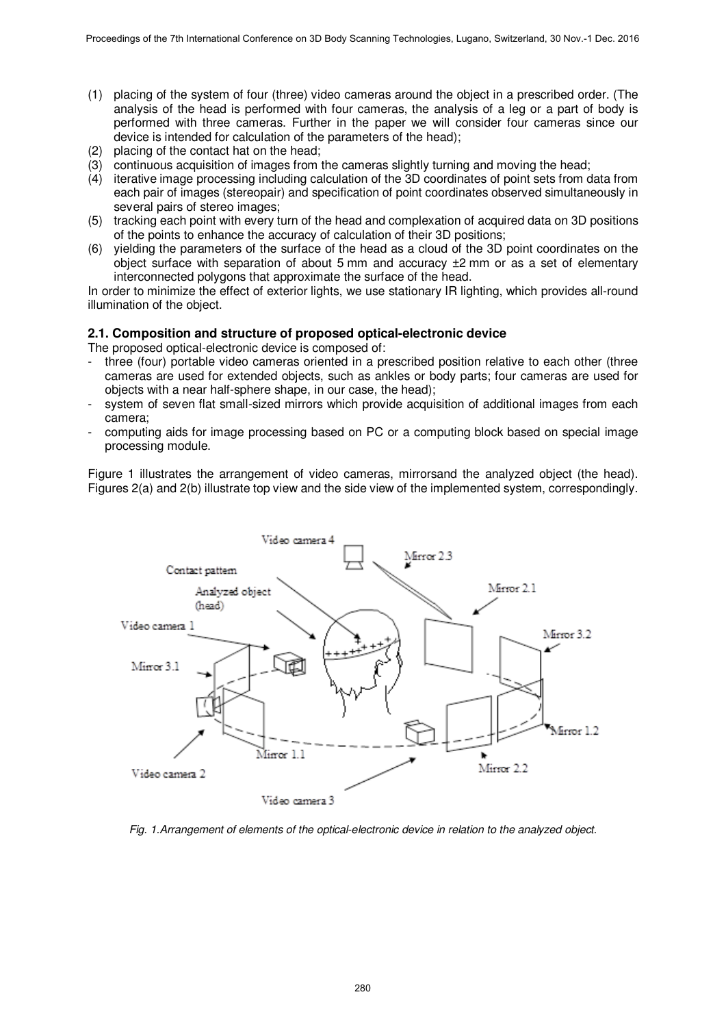(1) placing of the system of four (three) video cameras around the object in a prescribed order. (The analysis of the head is performed with four cameras, the analysis of a leg or a part of body is performed with three cameras. Further in the paper we will consider four cameras since our device is intended for calculation of the parameters of the head);
(2) placing of the contact hat on the head;
(3) continuous acquisition of images from the cameras slightly turning and moving the head;
(4) iterative image processing including calculation of the 3D coordinates of point sets from data from each pair of images (stereopair) and specification of point coordinates observed simultaneously in several pairs of stereo images;
(5) tracking each point with every turn of the head and complexation of acquired data on 3D positions of the points to enhance the accuracy of calculation of their 3D positions;
(6) yielding the parameters of the surface of the head as a cloud of the 3D point coordinates on the object surface with separation of about 5 mm and accuracy ±2 mm or as a set of elementary interconnected polygons that approximate the surface of the head.

In order to minimize the effect of exterior lights, we use stationary IR lighting, which provides all-round illumination of the object.

### 2.1. Composition and structure of proposed optical-electronic device

The proposed optical-electronic device is composed of:

- three (four) portable video cameras oriented in a prescribed position relative to each other (three cameras are used for extended objects, such as ankles or body parts; four cameras are used for objects with a near half-sphere shape, in our case, the head);
- system of seven flat small-sized mirrors which provide acquisition of additional images from each camera;
- computing aids for image processing based on PC or a computing block based on special image processing module.

Figure 1 illustrates the arrangement of video cameras, mirrorsand the analyzed object (the head). Figures 2(a) and 2(b) illustrate top view and the side view of the implemented system, correspondingly.

*Fig. 1.Arrangement of elements of the optical-electronic device in relation to the analyzed object.*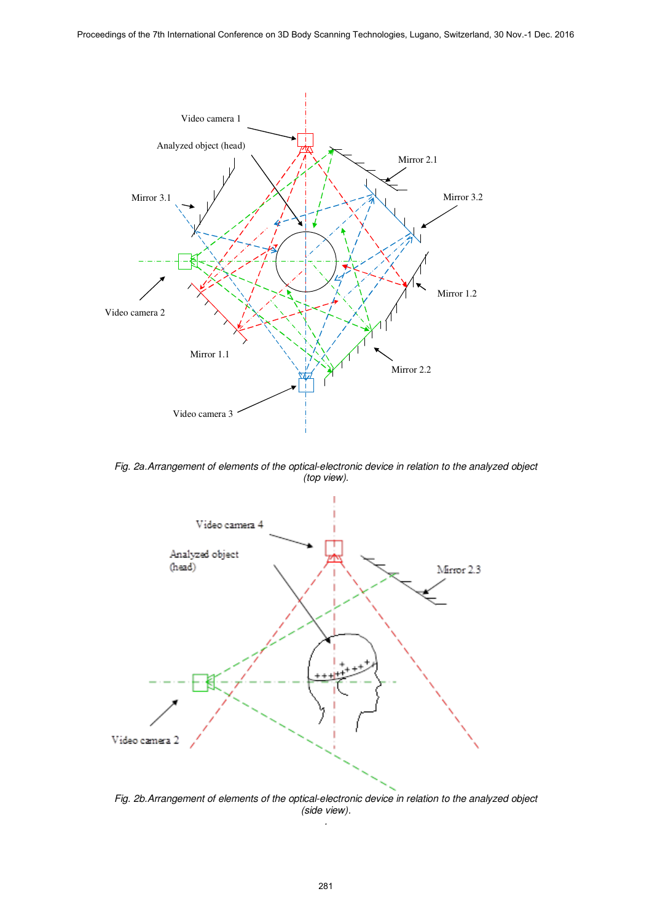*Fig. 2a.Arrangement of elements of the optical-electronic device in relation to the analyzed object (top view).*

*Fig. 2b.Arrangement of elements of the optical-electronic device in relation to the analyzed object (side view).*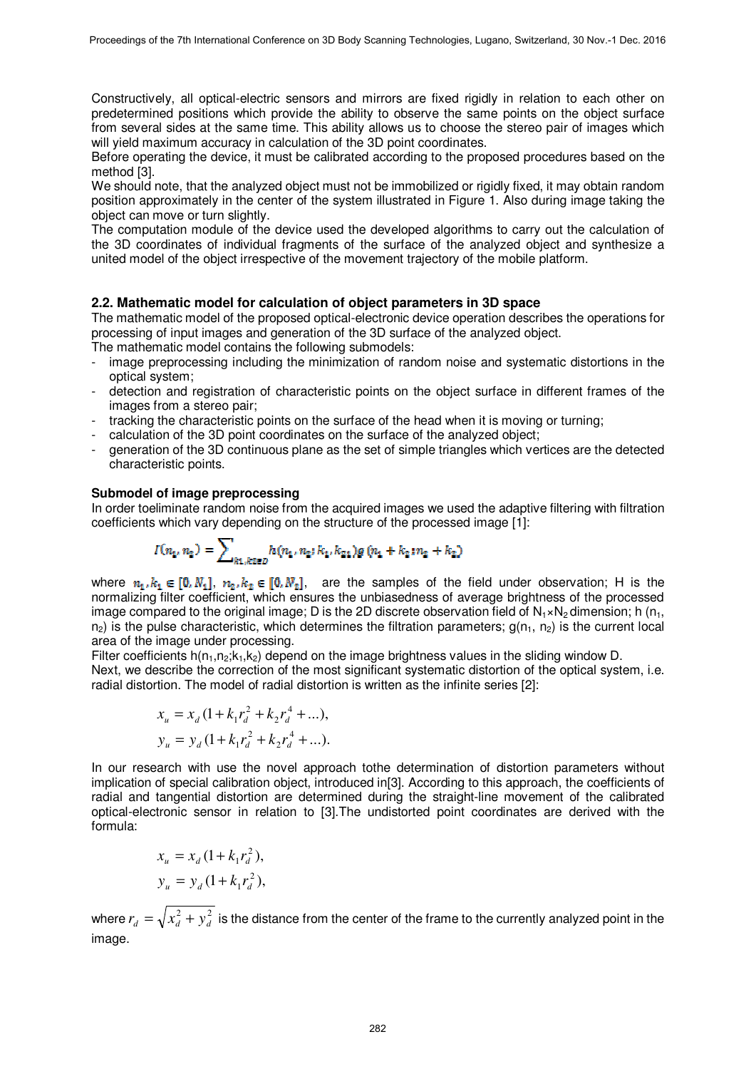Constructively, all optical-electric sensors and mirrors are fixed rigidly in relation to each other on predetermined positions which provide the ability to observe the same points on the object surface from several sides at the same time. This ability allows us to choose the stereo pair of images which will yield maximum accuracy in calculation of the 3D point coordinates.

Before operating the device, it must be calibrated according to the proposed procedures based on the method [3].

We should note, that the analyzed object must not be immobilized or rigidly fixed, it may obtain random position approximately in the center of the system illustrated in Figure 1. Also during image taking the object can move or turn slightly.

The computation module of the device used the developed algorithms to carry out the calculation of the 3D coordinates of individual fragments of the surface of the analyzed object and synthesize a united model of the object irrespective of the movement trajectory of the mobile platform.

### 2.2. Mathematic model for calculation of object parameters in 3D space

The mathematic model of the proposed optical-electronic device operation describes the operations for processing of input images and generation of the 3D surface of the analyzed object.

The mathematic model contains the following submodels:

- image preprocessing including the minimization of random noise and systematic distortions in the optical system;
- detection and registration of characteristic points on the object surface in different frames of the images from a stereo pair;
- tracking the characteristic points on the surface of the head when it is moving or turning;
- calculation of the 3D point coordinates on the surface of the analyzed object;
- generation of the 3D continuous plane as the set of simple triangles which vertices are the detected characteristic points.

**Submodel of image preprocessing**

In order toeliminate random noise from the acquired images we used the adaptive filtering with filtration coefficients which vary depending on the structure of the processed image [1]:

$$I(n_1, n_2) = \sum_{k1,k2 \in D} h(n_1, n_2; k_1, k_2) g(n_1 + k_1; n_2 + k_2)$$

where $n_1, k_1 \in [0, N_1]$, $n_2, k_2 \in [0, N_2]$, are the samples of the field under observation; H is the normalizing filter coefficient, which ensures the unbiasedness of average brightness of the processed image compared to the original image; D is the 2D discrete observation field of $N_1 \times N_2$ dimension; h $(n_1, n_2)$ is the pulse characteristic, which determines the filtration parameters; $g(n_1, n_2)$ is the current local area of the image under processing.

Filter coefficients $h(n_1,n_2;k_1,k_2)$ depend on the image brightness values in the sliding window D.

Next, we describe the correction of the most significant systematic distortion of the optical system, i.e. radial distortion. The model of radial distortion is written as the infinite series [2]:

$$x_u = x_d (1 + k_1 r_d^2 + k_2 r_d^4 + ...),$$
$$y_u = y_d (1 + k_1 r_d^2 + k_2 r_d^4 + ...).$$

In our research with use the novel approach tothe determination of distortion parameters without implication of special calibration object, introduced in[3]. According to this approach, the coefficients of radial and tangential distortion are determined during the straight-line movement of the calibrated optical-electronic sensor in relation to [3].The undistorted point coordinates are derived with the formula:

$$x_u = x_d (1 + k_1 r_d^2),$$
$$y_u = y_d (1 + k_1 r_d^2),$$

where $r_d = \sqrt{x_d^2 + y_d^2}$ is the distance from the center of the frame to the currently analyzed point in the image.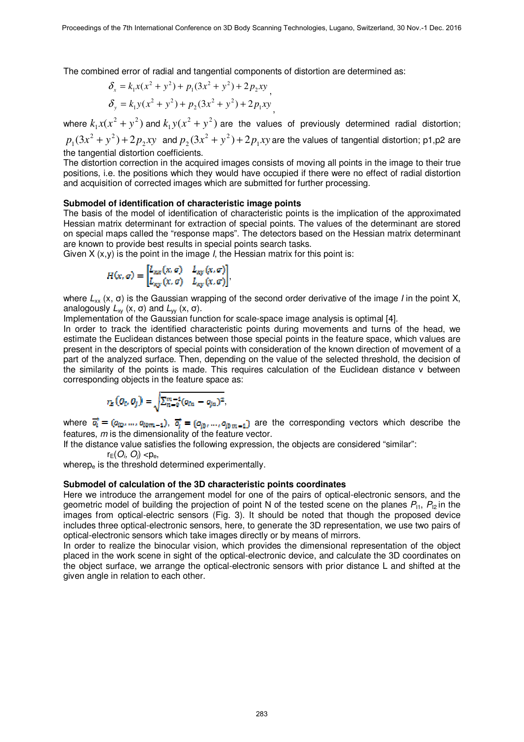The combined error of radial and tangential components of distortion are determined as:

$$\delta_x = k_1 x(x^2 + y^2) + p_1(3x^2 + y^2) + 2p_2 xy,$$

$$\delta_y = k_1 y(x^2 + y^2) + p_2(3x^2 + y^2) + 2p_1 xy,$$

where $k_1 x(x^2 + y^2)$ and $k_1 y(x^2 + y^2)$ are the values of previously determined radial distortion; $p_1(3x^2 + y^2) + 2p_2 xy$ and $p_2(3x^2 + y^2) + 2p_1 xy$ are the values of tangential distortion; p1,p2 are the tangential distortion coefficients.

The distortion correction in the acquired images consists of moving all points in the image to their true positions, i.e. the positions which they would have occupied if there were no effect of radial distortion and acquisition of corrected images which are submitted for further processing.

**Submodel of identification of characteristic image points**

The basis of the model of identification of characteristic points is the implication of the approximated Hessian matrix determinant for extraction of special points. The values of the determinant are stored on special maps called the "response maps". The detectors based on the Hessian matrix determinant are known to provide best results in special points search tasks.

Given X (x,y) is the point in the image *I*, the Hessian matrix for this point is:

$$H(x,\sigma) = \begin{bmatrix} L_{xx}(x,\sigma) & L_{xy}(x,\sigma) \\ L_{xy}(x,\sigma) & L_{xy}(x,\sigma) \end{bmatrix},$$

where $L_{xx}$ (x, σ) is the Gaussian wrapping of the second order derivative of the image *I* in the point X, analogously $L_{xy}$ (x, σ) and $L_{yy}$ (x, σ).

Implementation of the Gaussian function for scale-space image analysis is optimal [4].

In order to track the identified characteristic points during movements and turns of the head, we estimate the Euclidean distances between those special points in the feature space, which values are present in the descriptors of special points with consideration of the known direction of movement of a part of the analyzed surface. Then, depending on the value of the selected threshold, the decision of the similarity of the points is made. This requires calculation of the Euclidean distance v between corresponding objects in the feature space as:

$$r_E(O_i, O_j) = \sqrt{\sum_{n=0}^{m-1}(o_{in} - o_{jn})^2},$$

where $\overline{o_i} = (o_{i0}, \ldots, o_{i0m-1})$, $\overline{o_j} = (o_{j0}, \ldots, o_{j0m-1})$ are the corresponding vectors which describe the features, *m* is the dimensionality of the feature vector.

If the distance value satisfies the following expression, the objects are considered "similar":

$r_E(O_i, O_j) < p_e$,

where$p_e$ is the threshold determined experimentally.

**Submodel of calculation of the 3D characteristic points coordinates**

Here we introduce the arrangement model for one of the pairs of optical-electronic sensors, and the geometric model of building the projection of point N of the tested scene on the planes $P_{I1}$, $P_{I2}$ in the images from optical-electric sensors (Fig. 3). It should be noted that though the proposed device includes three optical-electronic sensors, here, to generate the 3D representation, we use two pairs of optical-electronic sensors which take images directly or by means of mirrors.

In order to realize the binocular vision, which provides the dimensional representation of the object placed in the work scene in sight of the optical-electronic device, and calculate the 3D coordinates on the object surface, we arrange the optical-electronic sensors with prior distance L and shifted at the given angle in relation to each other.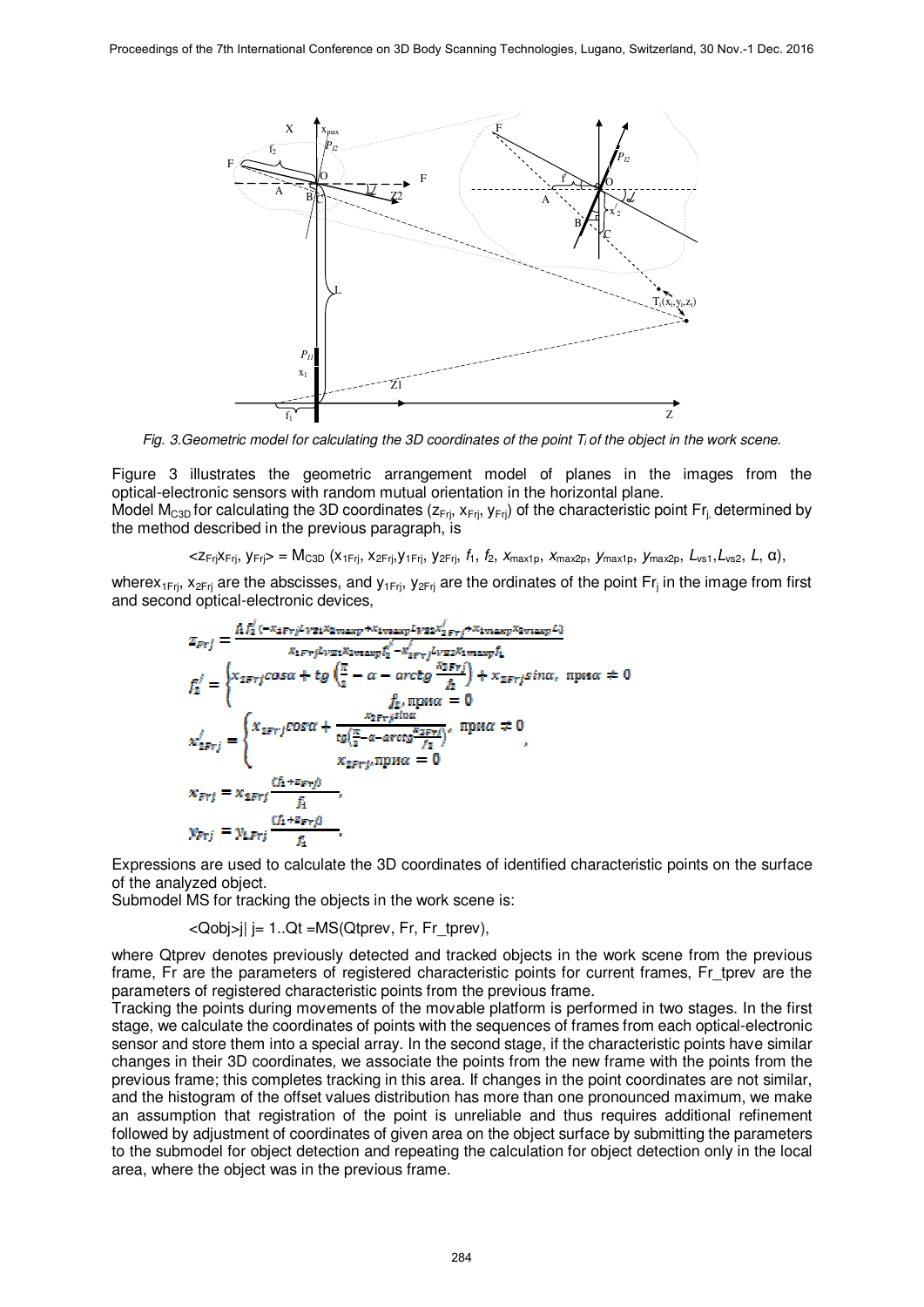*Fig. 3.Geometric model for calculating the 3D coordinates of the point $T_i$ of the object in the work scene.*

Figure 3 illustrates the geometric arrangement model of planes in the images from the optical-electronic sensors with random mutual orientation in the horizontal plane.
Model $M_{C3D}$ for calculating the 3D coordinates ($z_{Frj}$, $x_{Frj}$, $y_{Frj}$) of the characteristic point $Fr_j$ determined by the method described in the previous paragraph, is

$$<z_{Frj}x_{Frj},\ y_{Frj}> = M_{C3D}\ (x_{1Frj},\ x_{2Frj}, y_{1Frj},\ y_{2Frj},\ f_1,\ f_2,\ x_{max1p},\ x_{max2p},\ y_{max1p},\ y_{max2p},\ L_{vs1}, L_{vs2},\ L,\ \alpha),$$

where $x_{1Frj}$, $x_{2Frj}$ are the abscisses, and $y_{1Frj}$, $y_{2Frj}$ are the ordinates of the point $Fr_j$ in the image from first and second optical-electronic devices,

$$z_{Frj} = \frac{f_1 f_2^{/} \left(-x_{1Frj} L_{vs1} x_{2maxp} + x_{1vmaxp} L_{vs2} x_{2Frj}^{/} + x_{1vmaxp} x_{2vmaxp} L\right)}{x_{1Frj} L_{vs1} x_{2maxp} f_2^{/} - x_{2Frj}^{/} L_{vs2} x_{1maxp} f_1}$$

$$f_2^{/} = \begin{cases} x_{2Frj}\cos\alpha + tg\left(\frac{\pi}{2} - \alpha - arctg\,\frac{x_{2Frj}}{f_2}\right) + x_{2Frj}\sin\alpha, & \text{при } \alpha \neq 0 \\ f_2, & \text{при } \alpha = 0 \end{cases}$$

$$x_{2Frj}^{/} = \begin{cases} x_{2Frj}\cos\alpha + \dfrac{x_{2Frj}\sin\alpha}{tg\left(\frac{\pi}{2} - \alpha - arctg\frac{x_{2Frj}}{f_2}\right)}, & \text{при } \alpha \neq 0 \\ x_{2Frj}, & \text{при } \alpha = 0 \end{cases},$$

$$x_{Frj} = x_{1Frj}\frac{(f_1 + z_{Frj})}{f_1},$$

$$y_{Frj} = y_{1Frj}\frac{(f_1 + z_{Frj})}{f_1}.$$

Expressions are used to calculate the 3D coordinates of identified characteristic points on the surface of the analyzed object.
Submodel MS for tracking the objects in the work scene is:

$$<Qobj>j|\ j = 1..Qt = MS(Qtprev,\ Fr,\ Fr\_tprev),$$

where Qtprev denotes previously detected and tracked objects in the work scene from the previous frame, Fr are the parameters of registered characteristic points for current frames, Fr_tprev are the parameters of registered characteristic points from the previous frame.
Tracking the points during movements of the movable platform is performed in two stages. In the first stage, we calculate the coordinates of points with the sequences of frames from each optical-electronic sensor and store them into a special array. In the second stage, if the characteristic points have similar changes in their 3D coordinates, we associate the points from the new frame with the points from the previous frame; this completes tracking in this area. If changes in the point coordinates are not similar, and the histogram of the offset values distribution has more than one pronounced maximum, we make an assumption that registration of the point is unreliable and thus requires additional refinement followed by adjustment of coordinates of given area on the object surface by submitting the parameters to the submodel for object detection and repeating the calculation for object detection only in the local area, where the object was in the previous frame.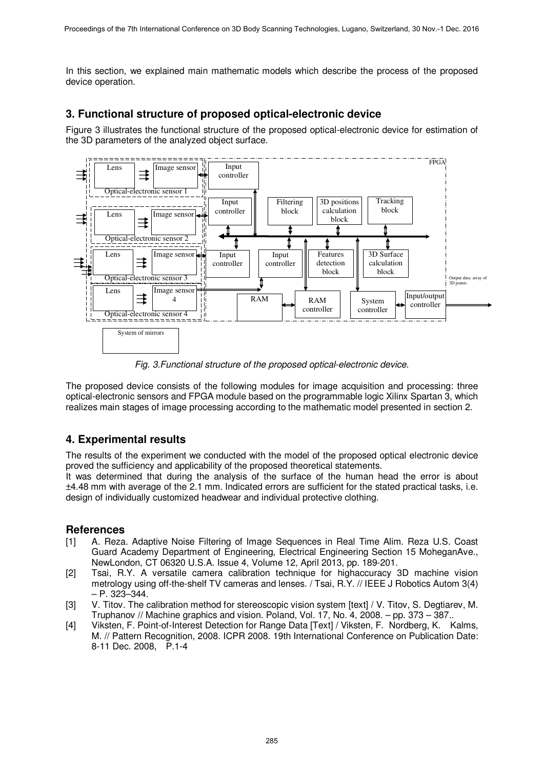In this section, we explained main mathematic models which describe the process of the proposed device operation.

## 3. Functional structure of proposed optical-electronic device

Figure 3 illustrates the functional structure of the proposed optical-electronic device for estimation of the 3D parameters of the analyzed object surface.

Lens
Image sensor
Optical-electronic sensor 1
Lens
Image sensor
Optical-electronic sensor 2
Lens
Image sensor
Optical-electronic sensor 3
Lens
Image sensor 4
Optical-electronic sensor 4
System of mirrors
FPGA
Input controller
Input controller
Input controller
Input controller
Filtering block
3D positions calculation block
Tracking block
Features detection block
3D Surface calculation block
RAM
RAM controller
System controller
Input/output controller
Output data: array of 3D points

*Fig. 3.Functional structure of the proposed optical-electronic device.*

The proposed device consists of the following modules for image acquisition and processing: three optical-electronic sensors and FPGA module based on the programmable logic Xilinx Spartan 3, which realizes main stages of image processing according to the mathematic model presented in section 2.

## 4. Experimental results

The results of the experiment we conducted with the model of the proposed optical electronic device proved the sufficiency and applicability of the proposed theoretical statements.
It was determined that during the analysis of the surface of the human head the error is about ±4.48 mm with average of the 2.1 mm. Indicated errors are sufficient for the stated practical tasks, i.e. design of individually customized headwear and individual protective clothing.

## References

[1] A. Reza. Adaptive Noise Filtering of Image Sequences in Real Time Alim. Reza U.S. Coast Guard Academy Department of Engineering, Electrical Engineering Section 15 MoheganAve., NewLondon, CT 06320 U.S.A. Issue 4, Volume 12, April 2013, pp. 189-201.

[2] Tsai, R.Y. A versatile camera calibration technique for highaccuracy 3D machine vision metrology using off-the-shelf TV cameras and lenses. / Tsai, R.Y. // IEEE J Robotics Autom 3(4) – P. 323–344.

[3] V. Titov. The calibration method for stereoscopic vision system [text] / V. Titov, S. Degtiarev, M. Truphanov // Machine graphics and vision. Poland, Vol. 17, No. 4, 2008. – pp. 373 – 387..

[4] Viksten, F. Point-of-Interest Detection for Range Data [Text] / Viksten, F. Nordberg, K. Kalms, M. // Pattern Recognition, 2008. ICPR 2008. 19th International Conference on Publication Date: 8-11 Dec. 2008, P.1-4